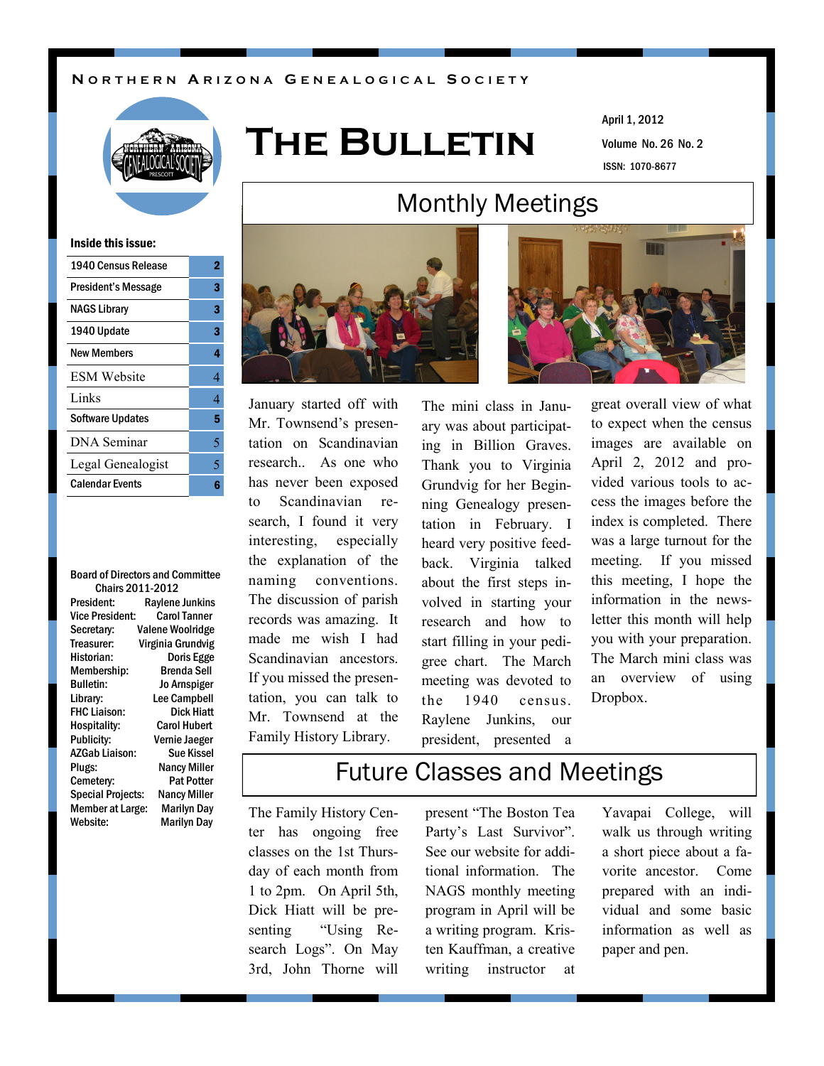Northern Arizona Genealogical Society

# The Bulletin

April 1, 2012

Volume No. 26 No. 2

ISSN: 1070-8677

**Inside this issue:**

| | |
|---|---|
| 1940 Census Release | 2 |
| President's Message | 3 |
| NAGS Library | 3 |
| 1940 Update | 3 |
| New Members | 4 |
| ESM Website | 4 |
| Links | 4 |
| Software Updates | 5 |
| DNA Seminar | 5 |
| Legal Genealogist | 5 |
| Calendar Events | 6 |

**Board of Directors and Committee Chairs 2011-2012**

| | |
|---|---|
| President: | Raylene Junkins |
| Vice President: | Carol Tanner |
| Secretary: | Valene Woolridge |
| Treasurer: | Virginia Grundvig |
| Historian: | Doris Egge |
| Membership: | Brenda Sell |
| Bulletin: | Jo Arnspiger |
| Library: | Lee Campbell |
| FHC Liaison: | Dick Hiatt |
| Hospitality: | Carol Hubert |
| Publicity: | Vernie Jaeger |
| AZGab Liaison: | Sue Kissel |
| Plugs: | Nancy Miller |
| Cemetery: | Pat Potter |
| Special Projects: | Nancy Miller |
| Member at Large: | Marilyn Day |
| Website: | Marilyn Day |

## Monthly Meetings

January started off with Mr. Townsend's presentation on Scandinavian research.. As one who has never been exposed to Scandinavian research, I found it very interesting, especially the explanation of the naming conventions. The discussion of parish records was amazing. It made me wish I had Scandinavian ancestors. If you missed the presentation, you can talk to Mr. Townsend at the Family History Library.

The mini class in January was about participating in Billion Graves. Thank you to Virginia Grundvig for her Beginning Genealogy presentation in February. I heard very positive feedback. Virginia talked about the first steps involved in starting your research and how to start filling in your pedigree chart. The March meeting was devoted to the 1940 census. Raylene Junkins, our president, presented a great overall view of what to expect when the census images are available on April 2, 2012 and provided various tools to access the images before the index is completed. There was a large turnout for the meeting. If you missed this meeting, I hope the information in the newsletter this month will help you with your preparation. The March mini class was an overview of using Dropbox.

## Future Classes and Meetings

The Family History Center has ongoing free classes on the 1st Thursday of each month from 1 to 2pm. On April 5th, Dick Hiatt will be presenting "Using Research Logs". On May 3rd, John Thorne will present "The Boston Tea Party's Last Survivor". See our website for additional information. The NAGS monthly meeting program in April will be a writing program. Kristen Kauffman, a creative writing instructor at Yavapai College, will walk us through writing a short piece about a favorite ancestor. Come prepared with an individual and some basic information as well as paper and pen.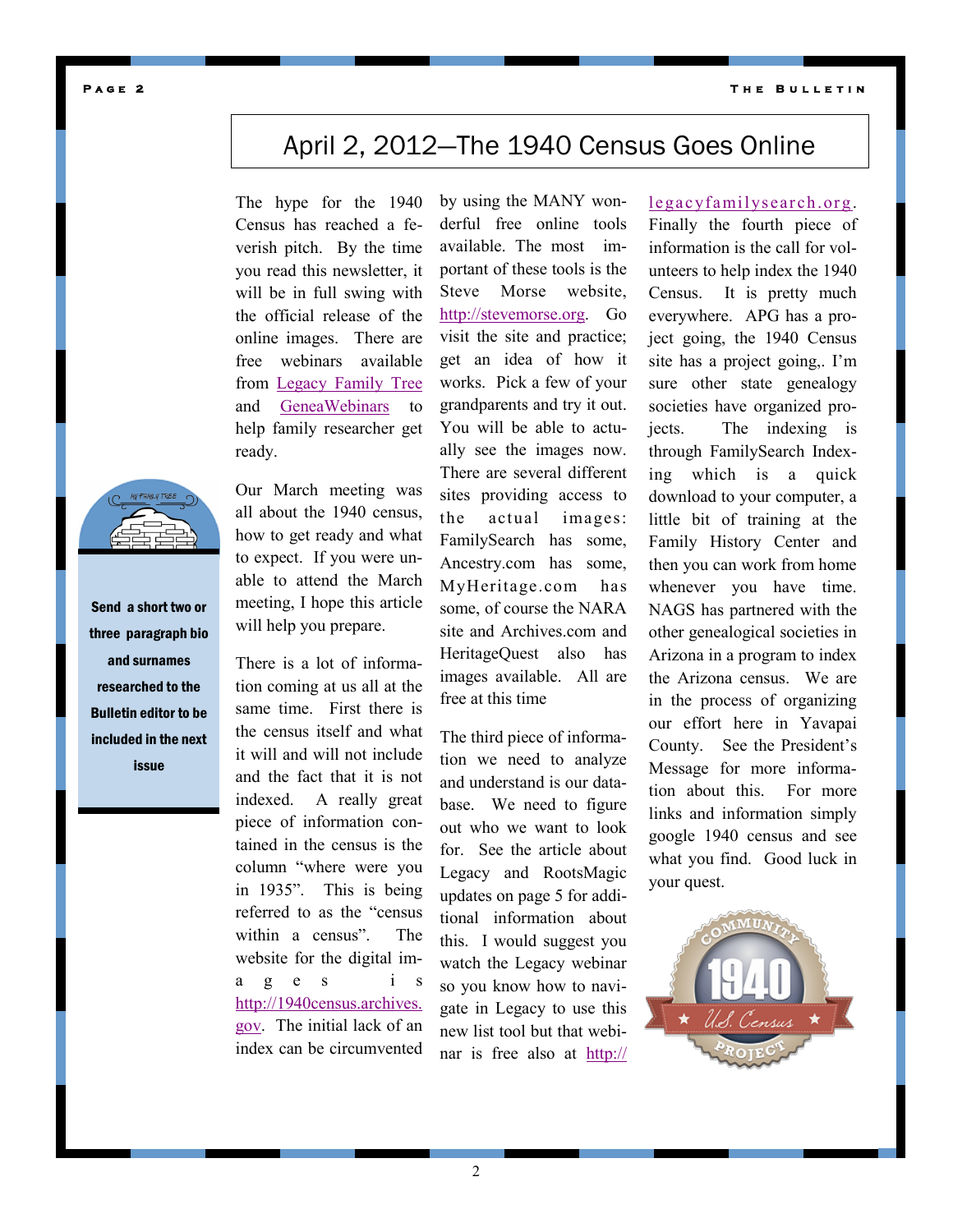# April 2, 2012—The 1940 Census Goes Online

The hype for the 1940 Census has reached a feverish pitch. By the time you read this newsletter, it will be in full swing with the official release of the online images. There are free webinars available from Legacy Family Tree and GeneaWebinars to help family researcher get ready.

Our March meeting was all about the 1940 census, how to get ready and what to expect. If you were unable to attend the March meeting, I hope this article will help you prepare.

There is a lot of information coming at us all at the same time. First there is the census itself and what it will and will not include and the fact that it is not indexed. A really great piece of information contained in the census is the column "where were you in 1935". This is being referred to as the "census within a census". The website for the digital images is http://1940census.archives.gov. The initial lack of an index can be circumvented by using the MANY wonderful free online tools available. The most important of these tools is the Steve Morse website, http://stevemorse.org. Go visit the site and practice; get an idea of how it works. Pick a few of your grandparents and try it out. You will be able to actually see the images now. There are several different sites providing access to the actual images: FamilySearch has some, Ancestry.com has some, MyHeritage.com has some, of course the NARA site and Archives.com and HeritageQuest also has images available. All are free at this time

The third piece of information we need to analyze and understand is our database. We need to figure out who we want to look for. See the article about Legacy and RootsMagic updates on page 5 for additional information about this. I would suggest you watch the Legacy webinar so you know how to navigate in Legacy to use this new list tool but that webinar is free also at http://legacyfamilysearch.org. Finally the fourth piece of information is the call for volunteers to help index the 1940 Census. It is pretty much everywhere. APG has a project going, the 1940 Census site has a project going,. I'm sure other state genealogy societies have organized projects. The indexing is through FamilySearch Indexing which is a quick download to your computer, a little bit of training at the Family History Center and then you can work from home whenever you have time. NAGS has partnered with the other genealogical societies in Arizona in a program to index the Arizona census. We are in the process of organizing our effort here in Yavapai County. See the President's Message for more information about this. For more links and information simply google 1940 census and see what you find. Good luck in your quest.

**Send a short two or three paragraph bio and surnames researched to the Bulletin editor to be included in the next issue**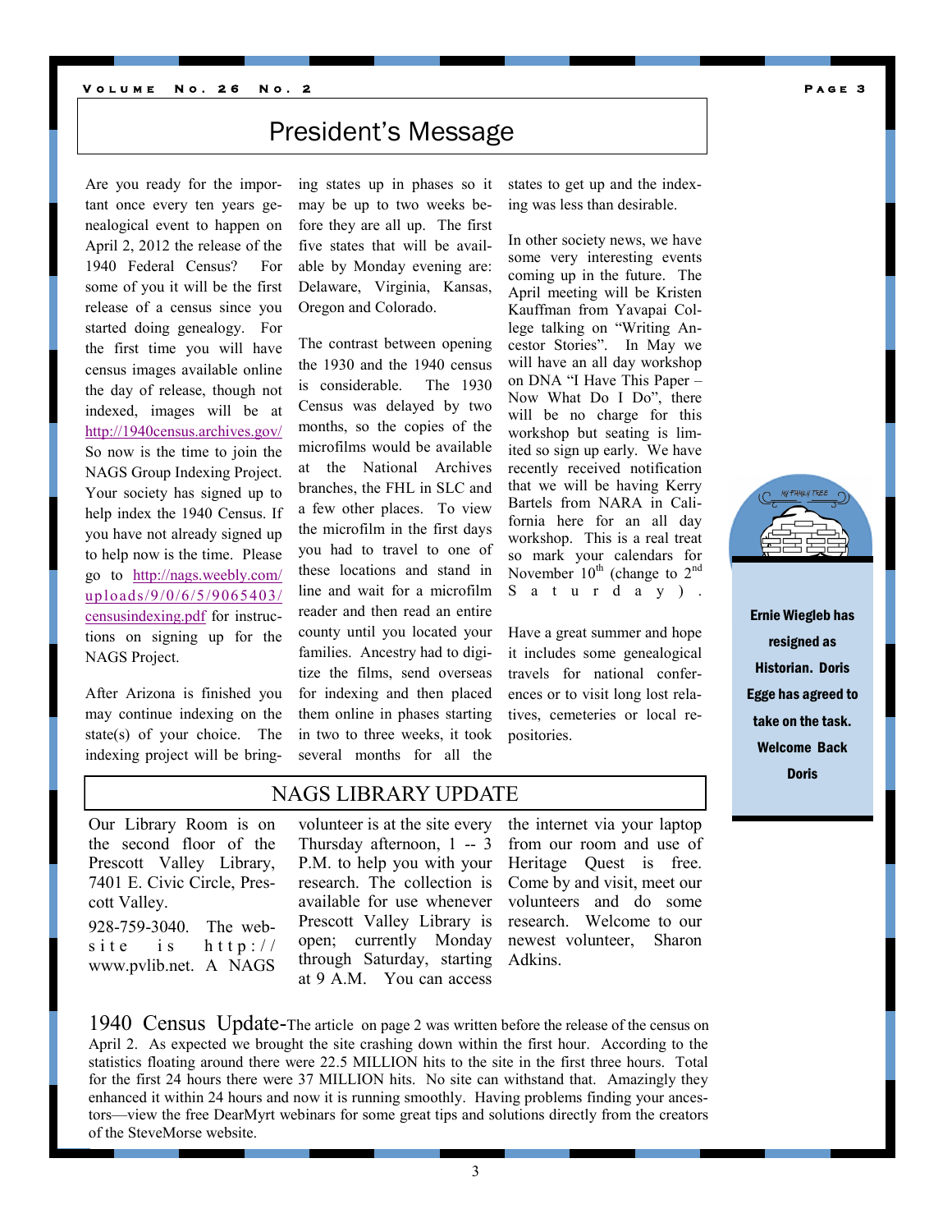# President's Message

Are you ready for the important once every ten years genealogical event to happen on April 2, 2012 the release of the 1940 Federal Census? For some of you it will be the first release of a census since you started doing genealogy. For the first time you will have census images available online the day of release, though not indexed, images will be at http://1940census.archives.gov/ So now is the time to join the NAGS Group Indexing Project. Your society has signed up to help index the 1940 Census. If you have not already signed up to help now is the time. Please go to http://nags.weebly.com/uploads/9/0/6/5/9065403/censusindexing.pdf for instructions on signing up for the NAGS Project.

After Arizona is finished you may continue indexing on the state(s) of your choice. The indexing project will be bringing states up in phases so it may be up to two weeks before they are all up. The first five states that will be available by Monday evening are: Delaware, Virginia, Kansas, Oregon and Colorado.

The contrast between opening the 1930 and the 1940 census is considerable. The 1930 Census was delayed by two months, so the copies of the microfilms would be available at the National Archives branches, the FHL in SLC and a few other places. To view the microfilm in the first days you had to travel to one of these locations and stand in line and wait for a microfilm reader and then read an entire county until you located your families. Ancestry had to digitize the films, send overseas for indexing and then placed them online in phases starting in two to three weeks, it took several months for all the states to get up and the indexing was less than desirable.

In other society news, we have some very interesting events coming up in the future. The April meeting will be Kristen Kauffman from Yavapai College talking on "Writing Ancestor Stories". In May we will have an all day workshop on DNA "I Have This Paper – Now What Do I Do", there will be no charge for this workshop but seating is limited so sign up early. We have recently received notification that we will be having Kerry Bartels from NARA in California here for an all day workshop. This is a real treat so mark your calendars for November 10th (change to 2nd Saturday).

Have a great summer and hope it includes some genealogical travels for national conferences or to visit long lost relatives, cemeteries or local repositories.

**Ernie Wiegleb has resigned as Historian. Doris Egge has agreed to take on the task. Welcome Back Doris**

# NAGS LIBRARY UPDATE

Our Library Room is on the second floor of the Prescott Valley Library, 7401 E. Civic Circle, Prescott Valley.

928-759-3040. The website is http://www.pvlib.net. A NAGS volunteer is at the site every Thursday afternoon, 1 -- 3 P.M. to help you with your research. The collection is available for use whenever Prescott Valley Library is open; currently Monday through Saturday, starting at 9 A.M. You can access the internet via your laptop from our room and use of Heritage Quest is free. Come by and visit, meet our volunteers and do some research. Welcome to our newest volunteer, Sharon Adkins.

**1940 Census Update**-The article on page 2 was written before the release of the census on April 2. As expected we brought the site crashing down within the first hour. According to the statistics floating around there were 22.5 MILLION hits to the site in the first three hours. Total for the first 24 hours there were 37 MILLION hits. No site can withstand that. Amazingly they enhanced it within 24 hours and now it is running smoothly. Having problems finding your ancestors—view the free DearMyrt webinars for some great tips and solutions directly from the creators of the SteveMorse website.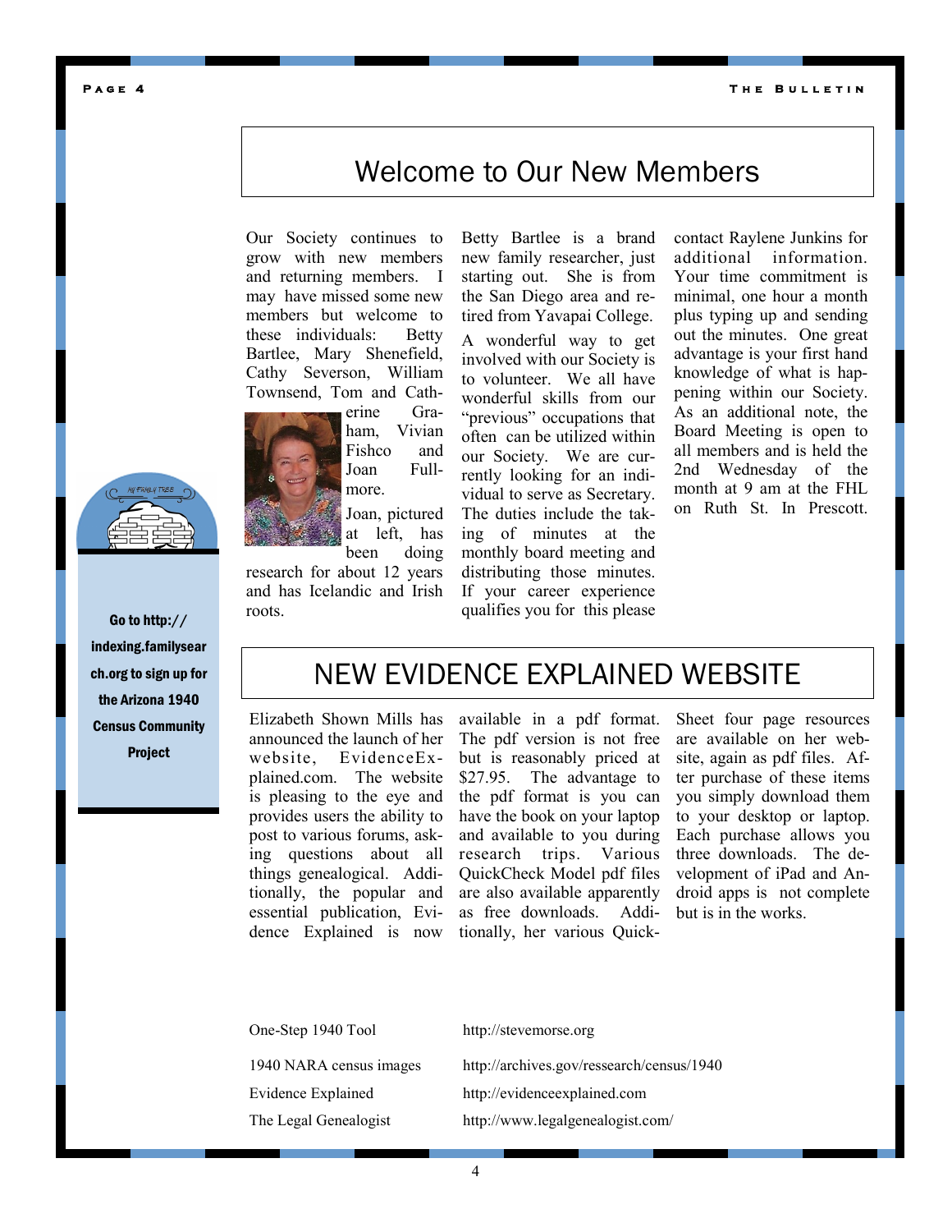# Welcome to Our New Members

Our Society continues to grow with new members and returning members. I may have missed some new members but welcome to these individuals: Betty Bartlee, Mary Shenefield, Cathy Severson, William Townsend, Tom and Catherine Graham, Vivian Fishco and Joan Fullmore.

Joan, pictured at left, has been doing research for about 12 years and has Icelandic and Irish roots.

Betty Bartlee is a brand new family researcher, just starting out. She is from the San Diego area and retired from Yavapai College.

A wonderful way to get involved with our Society is to volunteer. We all have wonderful skills from our "previous" occupations that often can be utilized within our Society. We are currently looking for an individual to serve as Secretary. The duties include the taking of minutes at the monthly board meeting and distributing those minutes. If your career experience qualifies you for this please contact Raylene Junkins for additional information. Your time commitment is minimal, one hour a month plus typing up and sending out the minutes. One great advantage is your first hand knowledge of what is happening within our Society. As an additional note, the Board Meeting is open to all members and is held the 2nd Wednesday of the month at 9 am at the FHL on Ruth St. In Prescott.

**Go to http://indexing.familysearch.org to sign up for the Arizona 1940 Census Community Project**

# NEW EVIDENCE EXPLAINED WEBSITE

Elizabeth Shown Mills has announced the launch of her website, EvidenceExplained.com. The website is pleasing to the eye and provides users the ability to post to various forums, asking questions about all things genealogical. Additionally, the popular and essential publication, Evidence Explained is now available in a pdf format. The pdf version is not free but is reasonably priced at $27.95. The advantage to the pdf format is you can have the book on your laptop and available to you during research trips. Various QuickCheck Model pdf files are also available apparently as free downloads. Additionally, her various QuickSheet four page resources are available on her website, again as pdf files. After purchase of these items you simply download them to your desktop or laptop. Each purchase allows you three downloads. The development of iPad and Android apps is not complete but is in the works.

| | |
|---|---|
| One-Step 1940 Tool | http://stevemorse.org |
| 1940 NARA census images | http://archives.gov/ressearch/census/1940 |
| Evidence Explained | http://evidenceexplained.com |
| The Legal Genealogist | http://www.legalgenealogist.com/ |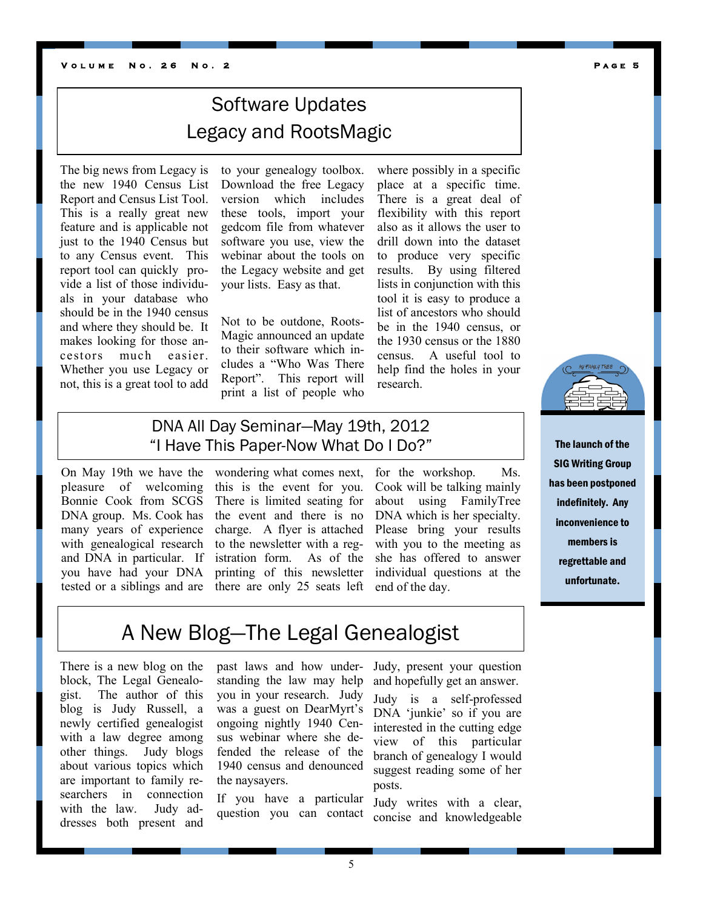# Software Updates
# Legacy and RootsMagic

The big news from Legacy is the new 1940 Census List Report and Census List Tool. This is a really great new feature and is applicable not just to the 1940 Census but to any Census event. This report tool can quickly provide a list of those individuals in your database who should be in the 1940 census and where they should be. It makes looking for those ancestors much easier. Whether you use Legacy or not, this is a great tool to add to your genealogy toolbox. Download the free Legacy version which includes these tools, import your gedcom file from whatever software you use, view the webinar about the tools on the Legacy website and get your lists. Easy as that.

Not to be outdone, RootsMagic announced an update to their software which includes a "Who Was There Report". This report will print a list of people who where possibly in a specific place at a specific time. There is a great deal of flexibility with this report also as it allows the user to drill down into the dataset to produce very specific results. By using filtered lists in conjunction with this tool it is easy to produce a list of ancestors who should be in the 1940 census, or the 1930 census or the 1880 census. A useful tool to help find the holes in your research.

## DNA All Day Seminar—May 19th, 2012
## "I Have This Paper-Now What Do I Do?"

On May 19th we have the pleasure of welcoming Bonnie Cook from SCGS DNA group. Ms. Cook has many years of experience with genealogical research and DNA in particular. If you have had your DNA tested or a siblings and are wondering what comes next, this is the event for you. There is limited seating for the event and there is no charge. A flyer is attached to the newsletter with a registration form. As of the printing of this newsletter there are only 25 seats left for the workshop. Ms. Cook will be talking mainly about using FamilyTree DNA which is her specialty. Please bring your results with you to the meeting as she has offered to answer individual questions at the end of the day.

**The launch of the SIG Writing Group has been postponed indefinitely. Any inconvenience to members is regrettable and unfortunate.**

# A New Blog—The Legal Genealogist

There is a new blog on the block, The Legal Genealogist. The author of this blog is Judy Russell, a newly certified genealogist with a law degree among other things. Judy blogs about various topics which are important to family researchers in connection with the law. Judy addresses both present and past laws and how understanding the law may help you in your research. Judy was a guest on DearMyrt's ongoing nightly 1940 Census webinar where she defended the release of the 1940 census and denounced the naysayers.

If you have a particular question you can contact Judy, present your question and hopefully get an answer.

Judy is a self-professed DNA 'junkie' so if you are interested in the cutting edge view of this particular branch of genealogy I would suggest reading some of her posts.

Judy writes with a clear, concise and knowledgeable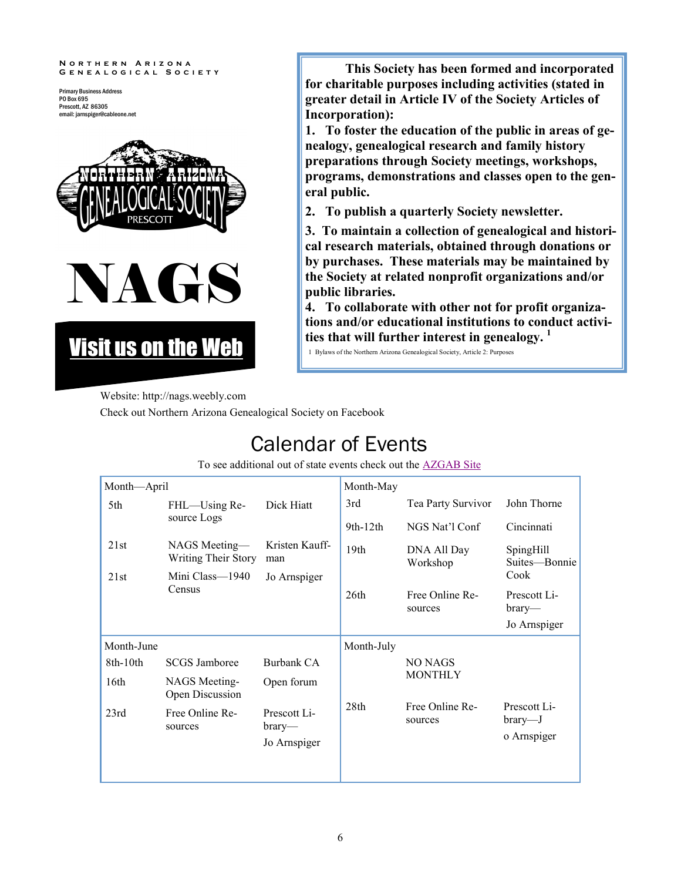NORTHERN ARIZONA GENEALOGICAL SOCIETY

Primary Business Address
PO Box 695
Prescott, AZ 86305
email: jarnspiger@cableone.net

NORTHERN ARIZONA GENEALOGICAL SOCIETY PRESCOTT

# NAGS

## Visit us on the Web

Website: http://nags.weebly.com

Check out Northern Arizona Genealogical Society on Facebook

**This Society has been formed and incorporated for charitable purposes including activities (stated in greater detail in Article IV of the Society Articles of Incorporation):**

**1. To foster the education of the public in areas of genealogy, genealogical research and family history preparations through Society meetings, workshops, programs, demonstrations and classes open to the general public.**

**2. To publish a quarterly Society newsletter.**

**3. To maintain a collection of genealogical and historical research materials, obtained through donations or by purchases. These materials may be maintained by the Society at related nonprofit organizations and/or public libraries.**

**4. To collaborate with other not for profit organizations and/or educational institutions to conduct activities that will further interest in genealogy. [1]**

1 Bylaws of the Northern Arizona Genealogical Society, Article 2: Purposes

# Calendar of Events

To see additional out of state events check out the AZGAB Site

| Month—April | | | Month-May | | |
|---|---|---|---|---|---|
| 5th | FHL—Using Resource Logs | Dick Hiatt | 3rd | Tea Party Survivor | John Thorne |
| | | | 9th-12th | NGS Nat'l Conf | Cincinnati |
| 21st | NAGS Meeting—Writing Their Story | Kristen Kauffman | 19th | DNA All Day Workshop | SpingHill Suites—Bonnie Cook |
| 21st | Mini Class—1940 Census | Jo Arnspiger | 26th | Free Online Resources | Prescott Library—Jo Arnspiger |
| **Month-June** | | | **Month-July** | | |
| 8th-10th | SCGS Jamboree | Burbank CA | | NO NAGS MONTHLY | |
| 16th | NAGS Meeting-Open Discussion | Open forum | | | |
| 23rd | Free Online Resources | Prescott Library—Jo Arnspiger | 28th | Free Online Resources | Prescott Library—Jo Arnspiger |